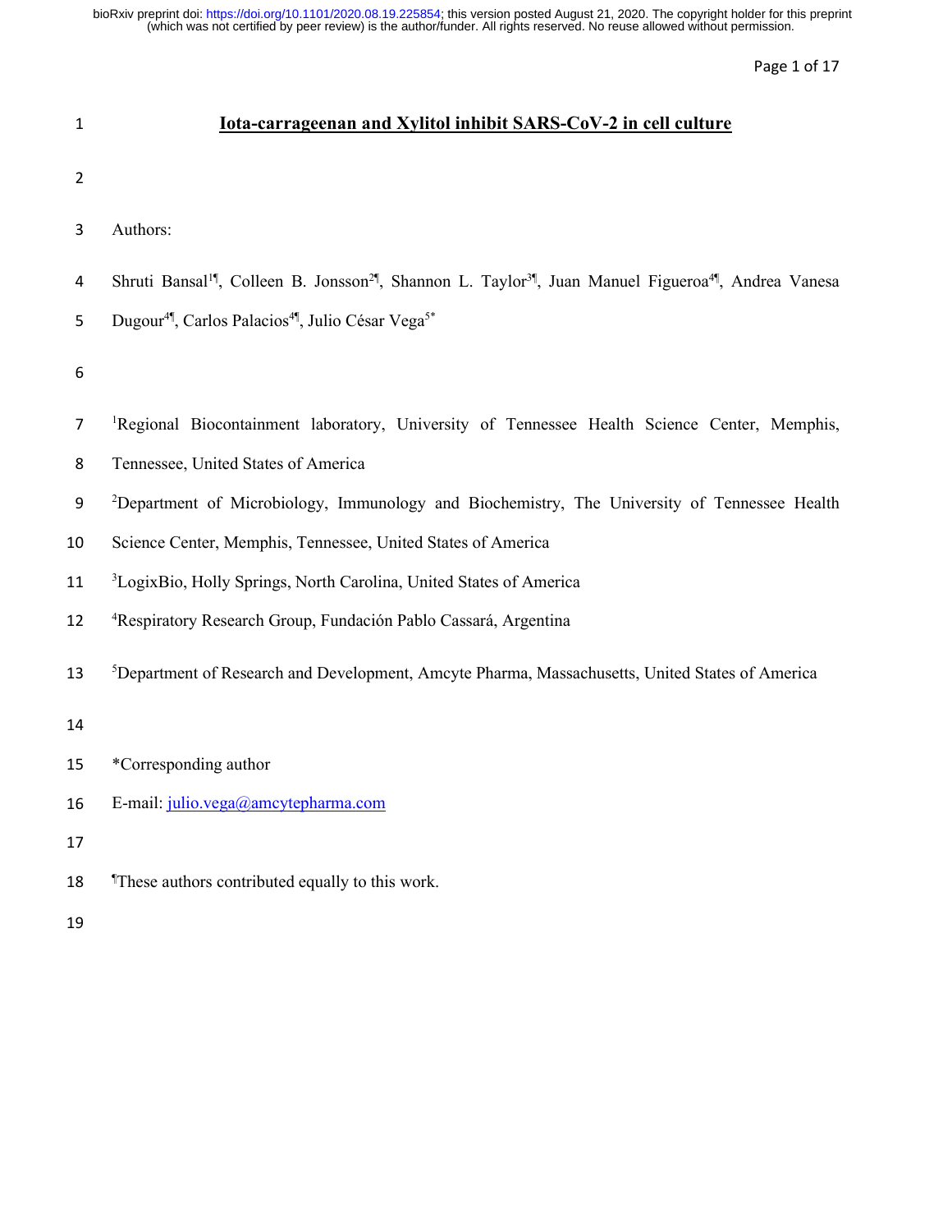# Iota-carrageenan and Xylitol inhibit SARS-CoV-2 in cell culture

Authors:

Shruti Bansal[1¶], Colleen B. Jonsson[2¶], Shannon L. Taylor[3¶], Juan Manuel Figueroa[4¶], Andrea Vanesa Dugour[4¶], Carlos Palacios[4¶], Julio César Vega[5*]

[1]Regional Biocontainment laboratory, University of Tennessee Health Science Center, Memphis, Tennessee, United States of America

[2]Department of Microbiology, Immunology and Biochemistry, The University of Tennessee Health Science Center, Memphis, Tennessee, United States of America

[3]LogixBio, Holly Springs, North Carolina, United States of America

[4]Respiratory Research Group, Fundación Pablo Cassará, Argentina

[5]Department of Research and Development, Amcyte Pharma, Massachusetts, United States of America

*Corresponding author

E-mail: julio.vega@amcytepharma.com

¶These authors contributed equally to this work.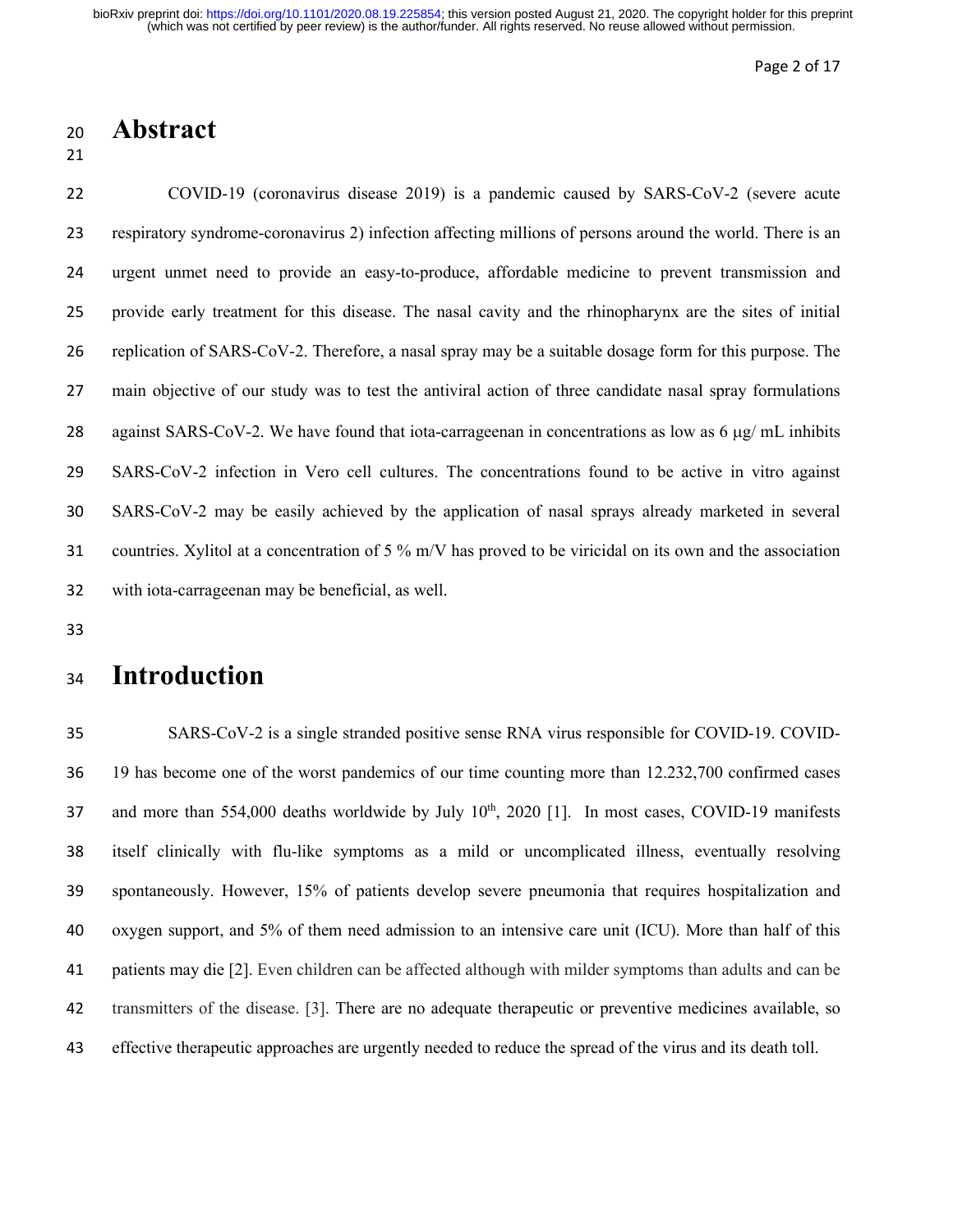# Abstract

COVID-19 (coronavirus disease 2019) is a pandemic caused by SARS-CoV-2 (severe acute respiratory syndrome-coronavirus 2) infection affecting millions of persons around the world. There is an urgent unmet need to provide an easy-to-produce, affordable medicine to prevent transmission and provide early treatment for this disease. The nasal cavity and the rhinopharynx are the sites of initial replication of SARS-CoV-2. Therefore, a nasal spray may be a suitable dosage form for this purpose. The main objective of our study was to test the antiviral action of three candidate nasal spray formulations against SARS-CoV-2. We have found that iota-carrageenan in concentrations as low as 6 μg/ mL inhibits SARS-CoV-2 infection in Vero cell cultures. The concentrations found to be active in vitro against SARS-CoV-2 may be easily achieved by the application of nasal sprays already marketed in several countries. Xylitol at a concentration of 5 % m/V has proved to be viricidal on its own and the association with iota-carrageenan may be beneficial, as well.

# Introduction

SARS-CoV-2 is a single stranded positive sense RNA virus responsible for COVID-19. COVID-19 has become one of the worst pandemics of our time counting more than 12.232,700 confirmed cases and more than 554,000 deaths worldwide by July 10th, 2020 [1]. In most cases, COVID-19 manifests itself clinically with flu-like symptoms as a mild or uncomplicated illness, eventually resolving spontaneously. However, 15% of patients develop severe pneumonia that requires hospitalization and oxygen support, and 5% of them need admission to an intensive care unit (ICU). More than half of this patients may die [2]. Even children can be affected although with milder symptoms than adults and can be transmitters of the disease. [3]. There are no adequate therapeutic or preventive medicines available, so effective therapeutic approaches are urgently needed to reduce the spread of the virus and its death toll.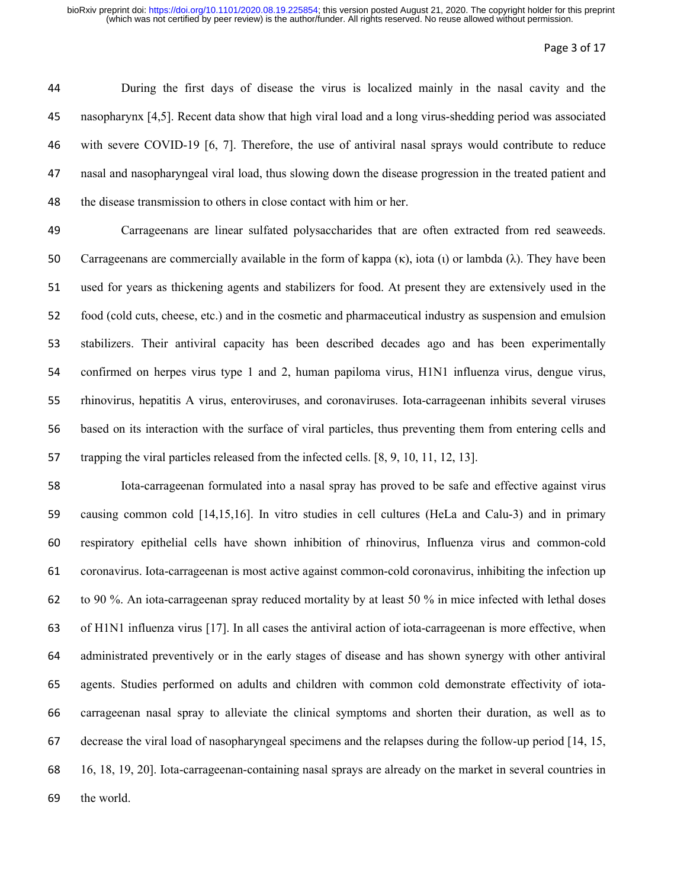During the first days of disease the virus is localized mainly in the nasal cavity and the nasopharynx [4,5]. Recent data show that high viral load and a long virus-shedding period was associated with severe COVID-19 [6, 7]. Therefore, the use of antiviral nasal sprays would contribute to reduce nasal and nasopharyngeal viral load, thus slowing down the disease progression in the treated patient and the disease transmission to others in close contact with him or her.

Carrageenans are linear sulfated polysaccharides that are often extracted from red seaweeds. Carrageenans are commercially available in the form of kappa (κ), iota (ι) or lambda (λ). They have been used for years as thickening agents and stabilizers for food. At present they are extensively used in the food (cold cuts, cheese, etc.) and in the cosmetic and pharmaceutical industry as suspension and emulsion stabilizers. Their antiviral capacity has been described decades ago and has been experimentally confirmed on herpes virus type 1 and 2, human papiloma virus, H1N1 influenza virus, dengue virus, rhinovirus, hepatitis A virus, enteroviruses, and coronaviruses. Iota-carrageenan inhibits several viruses based on its interaction with the surface of viral particles, thus preventing them from entering cells and trapping the viral particles released from the infected cells. [8, 9, 10, 11, 12, 13].

Iota-carrageenan formulated into a nasal spray has proved to be safe and effective against virus causing common cold [14,15,16]. In vitro studies in cell cultures (HeLa and Calu-3) and in primary respiratory epithelial cells have shown inhibition of rhinovirus, Influenza virus and common-cold coronavirus. Iota-carrageenan is most active against common-cold coronavirus, inhibiting the infection up to 90 %. An iota-carrageenan spray reduced mortality by at least 50 % in mice infected with lethal doses of H1N1 influenza virus [17]. In all cases the antiviral action of iota-carrageenan is more effective, when administrated preventively or in the early stages of disease and has shown synergy with other antiviral agents. Studies performed on adults and children with common cold demonstrate effectivity of iota-carrageenan nasal spray to alleviate the clinical symptoms and shorten their duration, as well as to decrease the viral load of nasopharyngeal specimens and the relapses during the follow-up period [14, 15, 16, 18, 19, 20]. Iota-carrageenan-containing nasal sprays are already on the market in several countries in the world.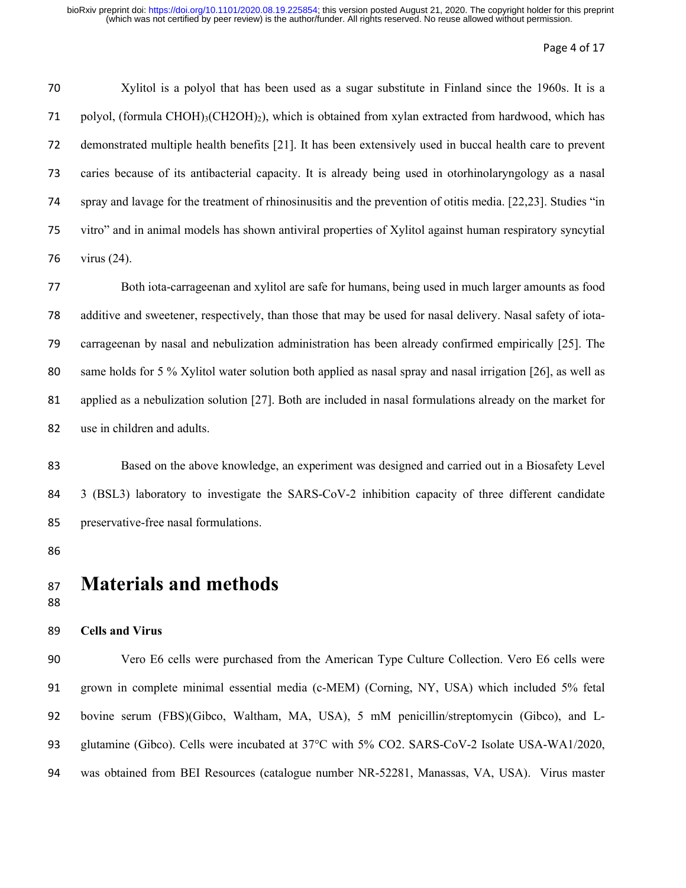Xylitol is a polyol that has been used as a sugar substitute in Finland since the 1960s. It is a polyol, (formula $CHOH)_3(CH2OH)_2$), which is obtained from xylan extracted from hardwood, which has demonstrated multiple health benefits [21]. It has been extensively used in buccal health care to prevent caries because of its antibacterial capacity. It is already being used in otorhinolaryngology as a nasal spray and lavage for the treatment of rhinosinusitis and the prevention of otitis media. [22,23]. Studies "in vitro" and in animal models has shown antiviral properties of Xylitol against human respiratory syncytial virus (24).

Both iota-carrageenan and xylitol are safe for humans, being used in much larger amounts as food additive and sweetener, respectively, than those that may be used for nasal delivery. Nasal safety of iota-carrageenan by nasal and nebulization administration has been already confirmed empirically [25]. The same holds for 5 % Xylitol water solution both applied as nasal spray and nasal irrigation [26], as well as applied as a nebulization solution [27]. Both are included in nasal formulations already on the market for use in children and adults.

Based on the above knowledge, an experiment was designed and carried out in a Biosafety Level 3 (BSL3) laboratory to investigate the SARS-CoV-2 inhibition capacity of three different candidate preservative-free nasal formulations.

# Materials and methods

**Cells and Virus**

Vero E6 cells were purchased from the American Type Culture Collection. Vero E6 cells were grown in complete minimal essential media (c-MEM) (Corning, NY, USA) which included 5% fetal bovine serum (FBS)(Gibco, Waltham, MA, USA), 5 mM penicillin/streptomycin (Gibco), and L-glutamine (Gibco). Cells were incubated at 37°C with 5% $CO_2$. SARS-CoV-2 Isolate USA-WA1/2020, was obtained from BEI Resources (catalogue number NR-52281, Manassas, VA, USA). Virus master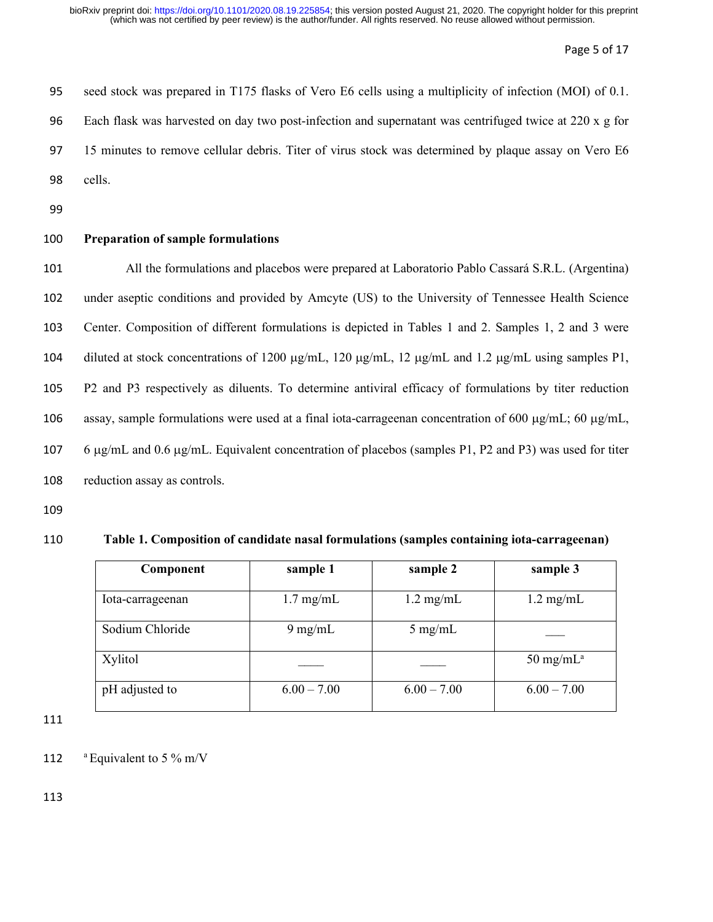seed stock was prepared in T175 flasks of Vero E6 cells using a multiplicity of infection (MOI) of 0.1. Each flask was harvested on day two post-infection and supernatant was centrifuged twice at 220 x g for 15 minutes to remove cellular debris. Titer of virus stock was determined by plaque assay on Vero E6 cells.

**Preparation of sample formulations**

All the formulations and placebos were prepared at Laboratorio Pablo Cassará S.R.L. (Argentina) under aseptic conditions and provided by Amcyte (US) to the University of Tennessee Health Science Center. Composition of different formulations is depicted in Tables 1 and 2. Samples 1, 2 and 3 were diluted at stock concentrations of 1200 μg/mL, 120 μg/mL, 12 μg/mL and 1.2 μg/mL using samples P1, P2 and P3 respectively as diluents. To determine antiviral efficacy of formulations by titer reduction assay, sample formulations were used at a final iota-carrageenan concentration of 600 μg/mL; 60 μg/mL, 6 μg/mL and 0.6 μg/mL. Equivalent concentration of placebos (samples P1, P2 and P3) was used for titer reduction assay as controls.

**Table 1. Composition of candidate nasal formulations (samples containing iota-carrageenan)**

| Component | sample 1 | sample 2 | sample 3 |
|---|---|---|---|
| Iota-carrageenan | 1.7 mg/mL | 1.2 mg/mL | 1.2 mg/mL |
| Sodium Chloride | 9 mg/mL | 5 mg/mL | ___ |
| Xylitol | ____ | ____ | 50 mg/mL[a] |
| pH adjusted to | 6.00 – 7.00 | 6.00 – 7.00 | 6.00 – 7.00 |

[a] Equivalent to 5 % m/V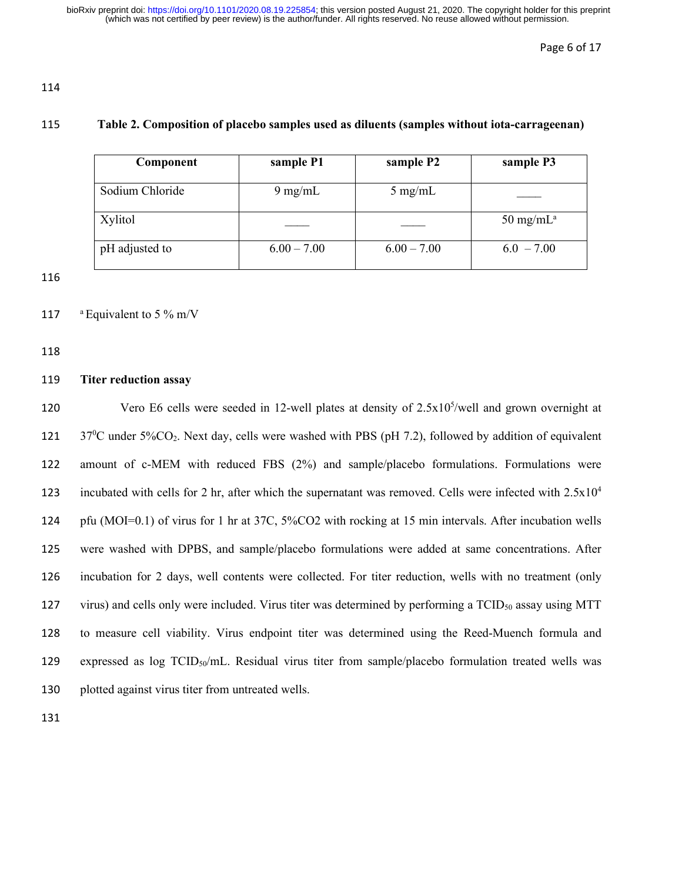**Table 2. Composition of placebo samples used as diluents (samples without iota-carrageenan)**

| Component | sample P1 | sample P2 | sample P3 |
|---|---|---|---|
| Sodium Chloride | 9 mg/mL | 5 mg/mL | —— |
| Xylitol | —— | —— | 50 mg/mL[a] |
| pH adjusted to | 6.00 – 7.00 | 6.00 – 7.00 | 6.0 – 7.00 |

[a] Equivalent to 5 % m/V

**Titer reduction assay**

Vero E6 cells were seeded in 12-well plates at density of $2.5 \times 10^5$/well and grown overnight at $37^0$C under 5%$CO_2$. Next day, cells were washed with PBS (pH 7.2), followed by addition of equivalent amount of c-MEM with reduced FBS (2%) and sample/placebo formulations. Formulations were incubated with cells for 2 hr, after which the supernatant was removed. Cells were infected with $2.5 \times 10^4$ pfu (MOI=0.1) of virus for 1 hr at 37C, 5%CO2 with rocking at 15 min intervals. After incubation wells were washed with DPBS, and sample/placebo formulations were added at same concentrations. After incubation for 2 days, well contents were collected. For titer reduction, wells with no treatment (only virus) and cells only were included. Virus titer was determined by performing a $TCID_{50}$ assay using MTT to measure cell viability. Virus endpoint titer was determined using the Reed-Muench formula and expressed as log $TCID_{50}$/mL. Residual virus titer from sample/placebo formulation treated wells was plotted against virus titer from untreated wells.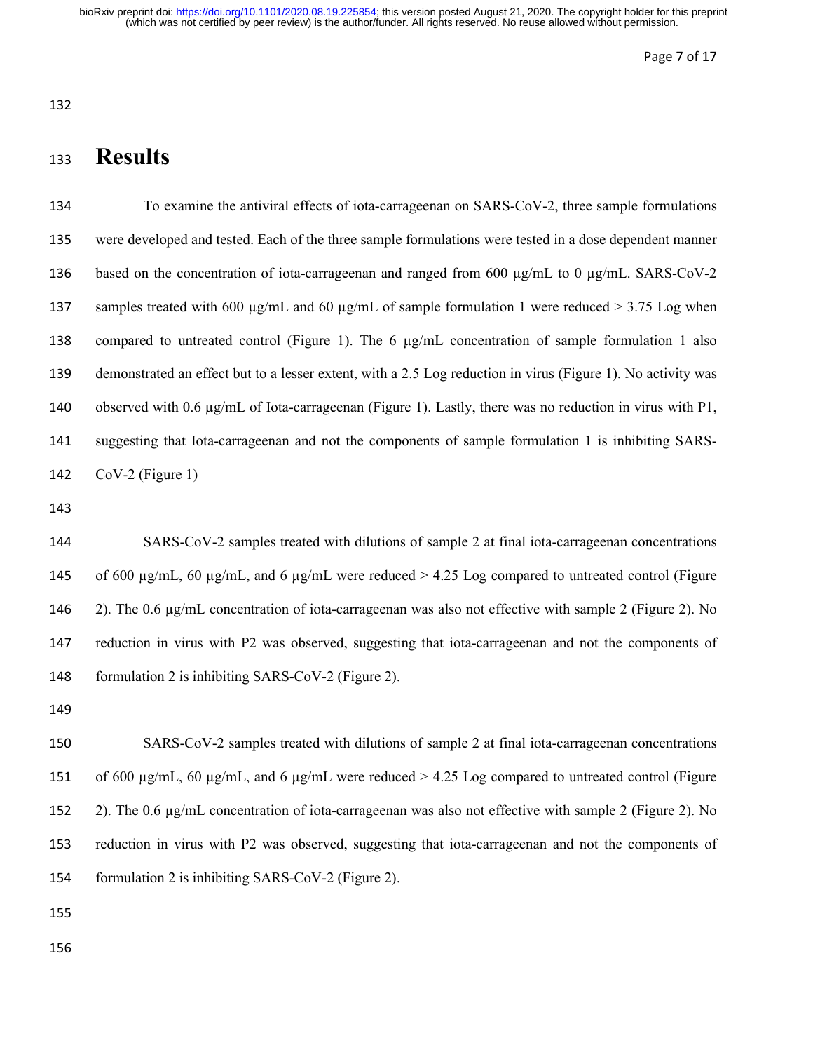# Results

To examine the antiviral effects of iota-carrageenan on SARS-CoV-2, three sample formulations were developed and tested. Each of the three sample formulations were tested in a dose dependent manner based on the concentration of iota-carrageenan and ranged from 600 µg/mL to 0 µg/mL. SARS-CoV-2 samples treated with 600 µg/mL and 60 µg/mL of sample formulation 1 were reduced > 3.75 Log when compared to untreated control (Figure 1). The 6 µg/mL concentration of sample formulation 1 also demonstrated an effect but to a lesser extent, with a 2.5 Log reduction in virus (Figure 1). No activity was observed with 0.6 µg/mL of Iota-carrageenan (Figure 1). Lastly, there was no reduction in virus with P1, suggesting that Iota-carrageenan and not the components of sample formulation 1 is inhibiting SARS-CoV-2 (Figure 1)

SARS-CoV-2 samples treated with dilutions of sample 2 at final iota-carrageenan concentrations of 600 µg/mL, 60 µg/mL, and 6 µg/mL were reduced > 4.25 Log compared to untreated control (Figure 2). The 0.6 µg/mL concentration of iota-carrageenan was also not effective with sample 2 (Figure 2). No reduction in virus with P2 was observed, suggesting that iota-carrageenan and not the components of formulation 2 is inhibiting SARS-CoV-2 (Figure 2).

SARS-CoV-2 samples treated with dilutions of sample 2 at final iota-carrageenan concentrations of 600 µg/mL, 60 µg/mL, and 6 µg/mL were reduced > 4.25 Log compared to untreated control (Figure 2). The 0.6 µg/mL concentration of iota-carrageenan was also not effective with sample 2 (Figure 2). No reduction in virus with P2 was observed, suggesting that iota-carrageenan and not the components of formulation 2 is inhibiting SARS-CoV-2 (Figure 2).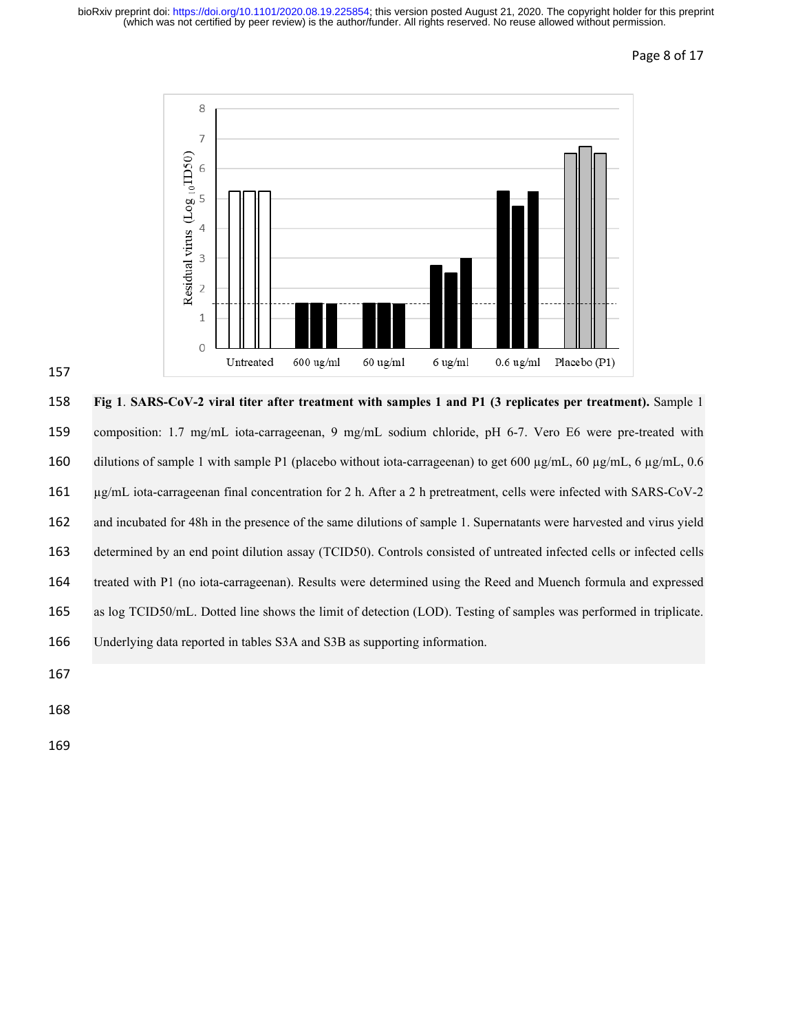**Fig 1**. **SARS-CoV-2 viral titer after treatment with samples 1 and P1 (3 replicates per treatment).** Sample 1 composition: 1.7 mg/mL iota-carrageenan, 9 mg/mL sodium chloride, pH 6-7. Vero E6 were pre-treated with dilutions of sample 1 with sample P1 (placebo without iota-carrageenan) to get 600 µg/mL, 60 µg/mL, 6 µg/mL, 0.6 µg/mL iota-carrageenan final concentration for 2 h. After a 2 h pretreatment, cells were infected with SARS-CoV-2 and incubated for 48h in the presence of the same dilutions of sample 1. Supernatants were harvested and virus yield determined by an end point dilution assay (TCID50). Controls consisted of untreated infected cells or infected cells treated with P1 (no iota-carrageenan). Results were determined using the Reed and Muench formula and expressed as log TCID50/mL. Dotted line shows the limit of detection (LOD). Testing of samples was performed in triplicate. Underlying data reported in tables S3A and S3B as supporting information.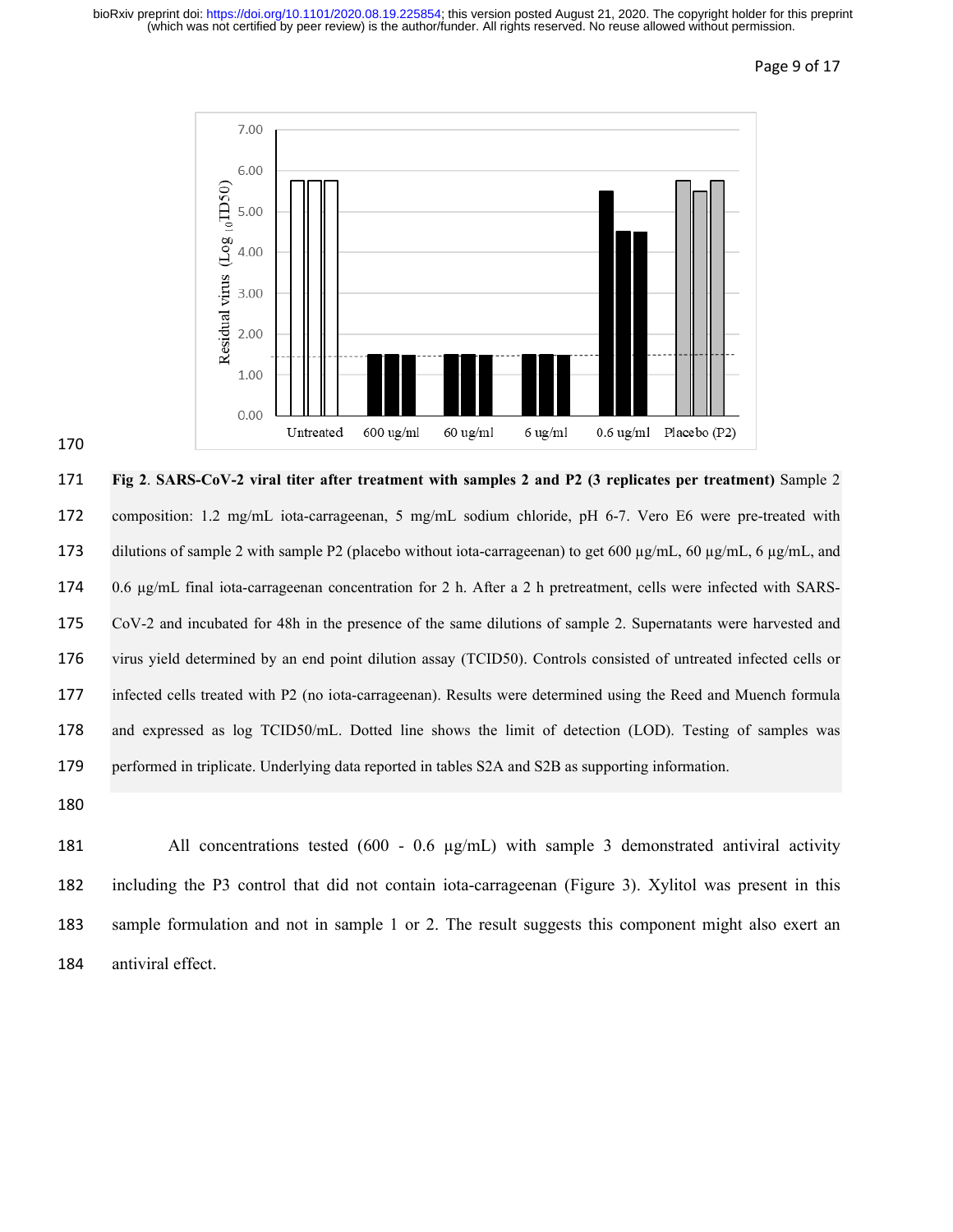**Fig 2**. **SARS-CoV-2 viral titer after treatment with samples 2 and P2 (3 replicates per treatment)** Sample 2 composition: 1.2 mg/mL iota-carrageenan, 5 mg/mL sodium chloride, pH 6-7. Vero E6 were pre-treated with dilutions of sample 2 with sample P2 (placebo without iota-carrageenan) to get 600 µg/mL, 60 µg/mL, 6 µg/mL, and 0.6 µg/mL final iota-carrageenan concentration for 2 h. After a 2 h pretreatment, cells were infected with SARS-CoV-2 and incubated for 48h in the presence of the same dilutions of sample 2. Supernatants were harvested and virus yield determined by an end point dilution assay (TCID50). Controls consisted of untreated infected cells or infected cells treated with P2 (no iota-carrageenan). Results were determined using the Reed and Muench formula and expressed as log TCID50/mL. Dotted line shows the limit of detection (LOD). Testing of samples was performed in triplicate. Underlying data reported in tables S2A and S2B as supporting information.

All concentrations tested (600 - 0.6 µg/mL) with sample 3 demonstrated antiviral activity including the P3 control that did not contain iota-carrageenan (Figure 3). Xylitol was present in this sample formulation and not in sample 1 or 2. The result suggests this component might also exert an antiviral effect.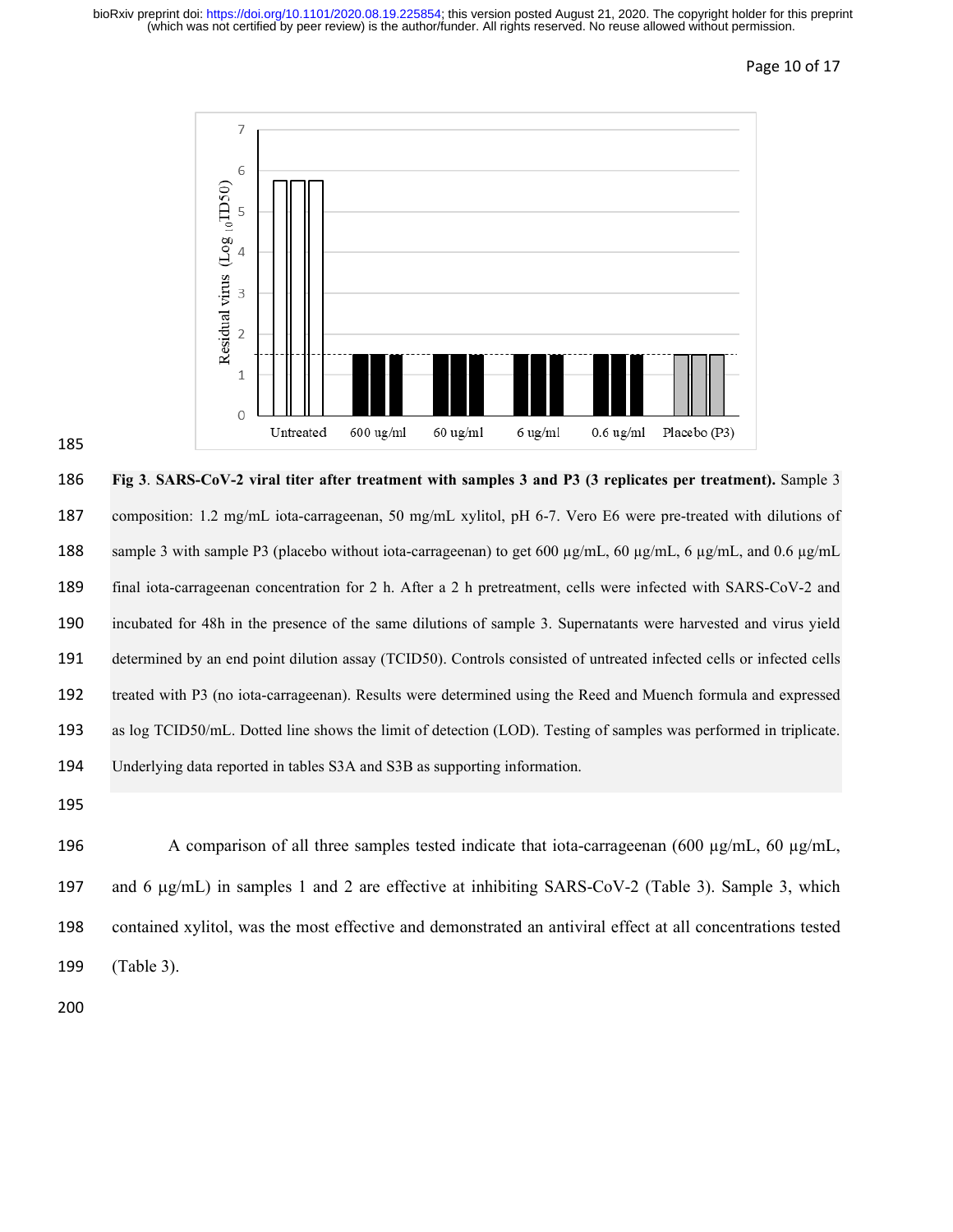**Fig 3**. **SARS-CoV-2 viral titer after treatment with samples 3 and P3 (3 replicates per treatment).** Sample 3 composition: 1.2 mg/mL iota-carrageenan, 50 mg/mL xylitol, pH 6-7. Vero E6 were pre-treated with dilutions of sample 3 with sample P3 (placebo without iota-carrageenan) to get 600 μg/mL, 60 μg/mL, 6 μg/mL, and 0.6 μg/mL final iota-carrageenan concentration for 2 h. After a 2 h pretreatment, cells were infected with SARS-CoV-2 and incubated for 48h in the presence of the same dilutions of sample 3. Supernatants were harvested and virus yield determined by an end point dilution assay (TCID50). Controls consisted of untreated infected cells or infected cells treated with P3 (no iota-carrageenan). Results were determined using the Reed and Muench formula and expressed as log TCID50/mL. Dotted line shows the limit of detection (LOD). Testing of samples was performed in triplicate. Underlying data reported in tables S3A and S3B as supporting information.

A comparison of all three samples tested indicate that iota-carrageenan (600 μg/mL, 60 μg/mL, and 6 μg/mL) in samples 1 and 2 are effective at inhibiting SARS-CoV-2 (Table 3). Sample 3, which contained xylitol, was the most effective and demonstrated an antiviral effect at all concentrations tested (Table 3).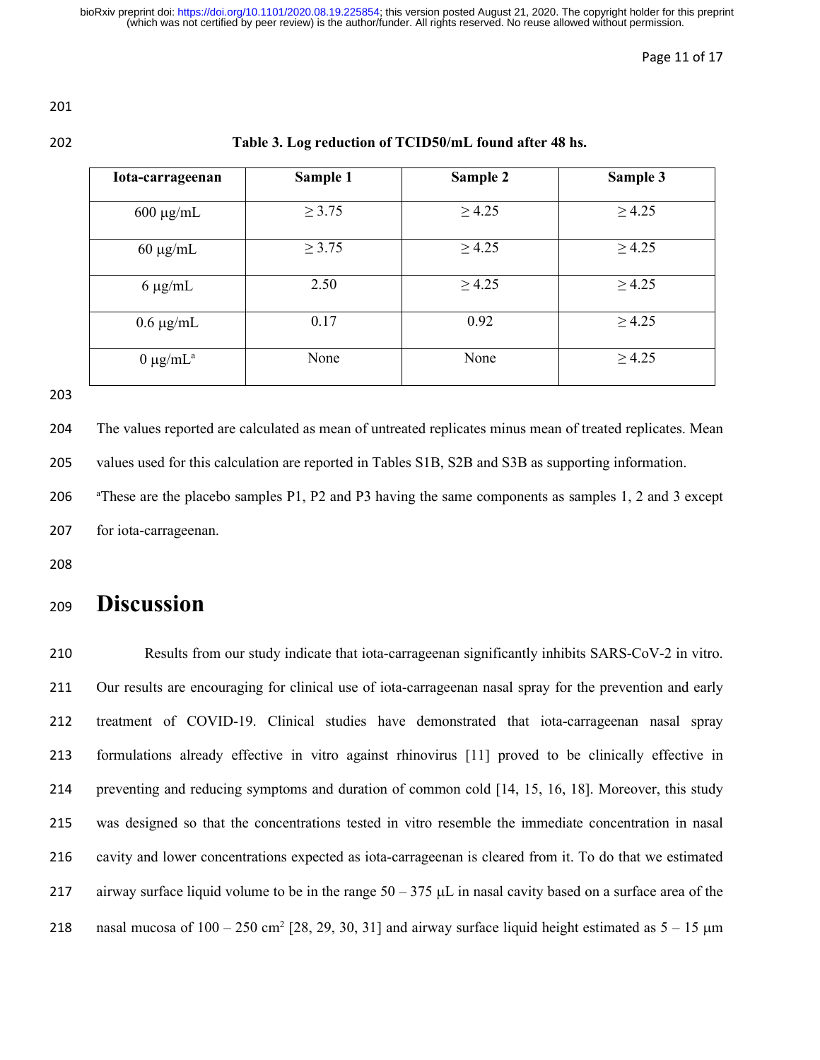**Table 3. Log reduction of TCID50/mL found after 48 hs.**

| Iota-carrageenan | Sample 1 | Sample 2 | Sample 3 |
|---|---|---|---|
| 600 μg/mL | ≥ 3.75 | ≥ 4.25 | ≥ 4.25 |
| 60 μg/mL | ≥ 3.75 | ≥ 4.25 | ≥ 4.25 |
| 6 μg/mL | 2.50 | ≥ 4.25 | ≥ 4.25 |
| 0.6 μg/mL | 0.17 | 0.92 | ≥ 4.25 |
| 0 μg/mL[a] | None | None | ≥ 4.25 |

The values reported are calculated as mean of untreated replicates minus mean of treated replicates. Mean values used for this calculation are reported in Tables S1B, S2B and S3B as supporting information.

[a]These are the placebo samples P1, P2 and P3 having the same components as samples 1, 2 and 3 except for iota-carrageenan.

# Discussion

Results from our study indicate that iota-carrageenan significantly inhibits SARS-CoV-2 in vitro. Our results are encouraging for clinical use of iota-carrageenan nasal spray for the prevention and early treatment of COVID-19. Clinical studies have demonstrated that iota-carrageenan nasal spray formulations already effective in vitro against rhinovirus [11] proved to be clinically effective in preventing and reducing symptoms and duration of common cold [14, 15, 16, 18]. Moreover, this study was designed so that the concentrations tested in vitro resemble the immediate concentration in nasal cavity and lower concentrations expected as iota-carrageenan is cleared from it. To do that we estimated airway surface liquid volume to be in the range 50 – 375 μL in nasal cavity based on a surface area of the nasal mucosa of 100 – 250 $cm^2$ [28, 29, 30, 31] and airway surface liquid height estimated as 5 – 15 μm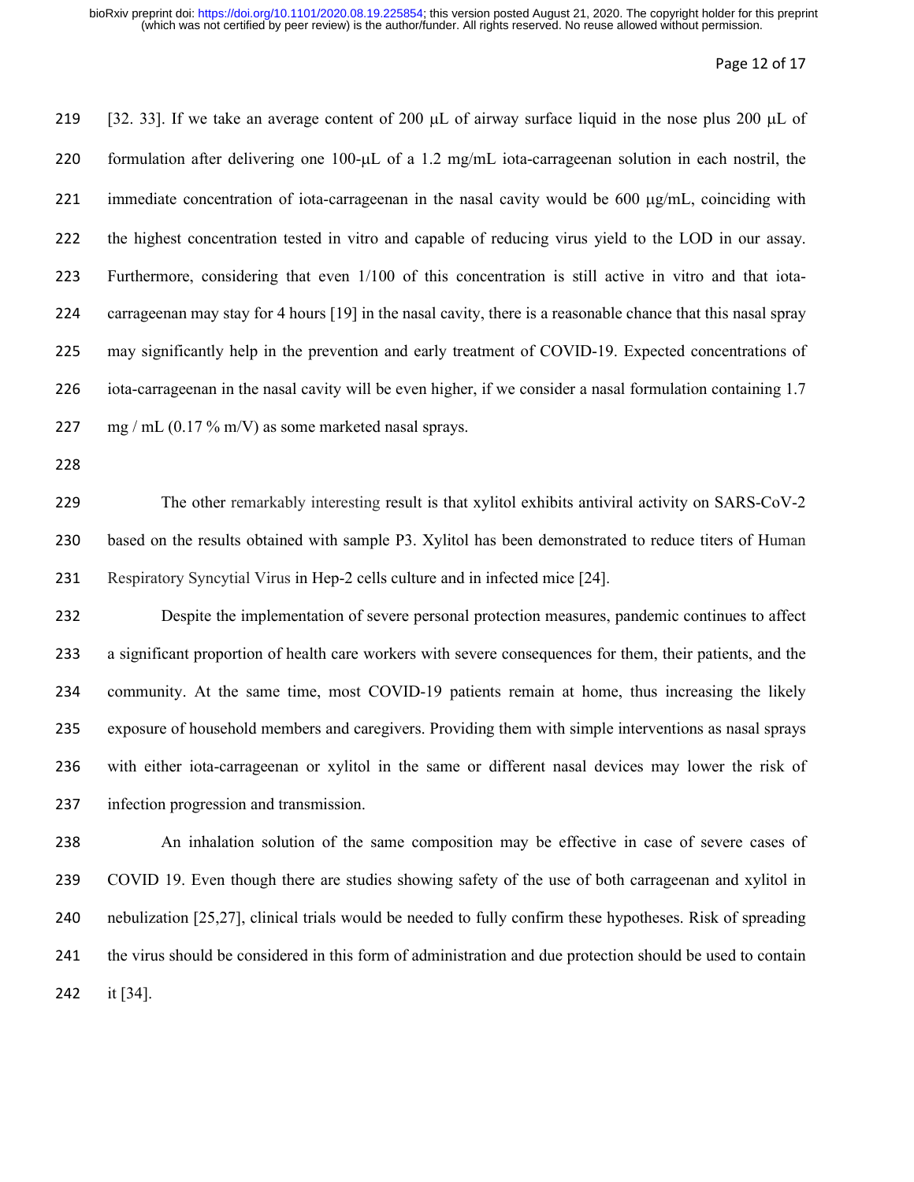[32. 33]. If we take an average content of 200 μL of airway surface liquid in the nose plus 200 μL of formulation after delivering one 100-μL of a 1.2 mg/mL iota-carrageenan solution in each nostril, the immediate concentration of iota-carrageenan in the nasal cavity would be 600 μg/mL, coinciding with the highest concentration tested in vitro and capable of reducing virus yield to the LOD in our assay. Furthermore, considering that even 1/100 of this concentration is still active in vitro and that iota-carrageenan may stay for 4 hours [19] in the nasal cavity, there is a reasonable chance that this nasal spray may significantly help in the prevention and early treatment of COVID-19. Expected concentrations of iota-carrageenan in the nasal cavity will be even higher, if we consider a nasal formulation containing 1.7 mg / mL (0.17 % m/V) as some marketed nasal sprays.

The other remarkably interesting result is that xylitol exhibits antiviral activity on SARS-CoV-2 based on the results obtained with sample P3. Xylitol has been demonstrated to reduce titers of Human Respiratory Syncytial Virus in Hep-2 cells culture and in infected mice [24].

Despite the implementation of severe personal protection measures, pandemic continues to affect a significant proportion of health care workers with severe consequences for them, their patients, and the community. At the same time, most COVID-19 patients remain at home, thus increasing the likely exposure of household members and caregivers. Providing them with simple interventions as nasal sprays with either iota-carrageenan or xylitol in the same or different nasal devices may lower the risk of infection progression and transmission.

An inhalation solution of the same composition may be effective in case of severe cases of COVID 19. Even though there are studies showing safety of the use of both carrageenan and xylitol in nebulization [25,27], clinical trials would be needed to fully confirm these hypotheses. Risk of spreading the virus should be considered in this form of administration and due protection should be used to contain it [34].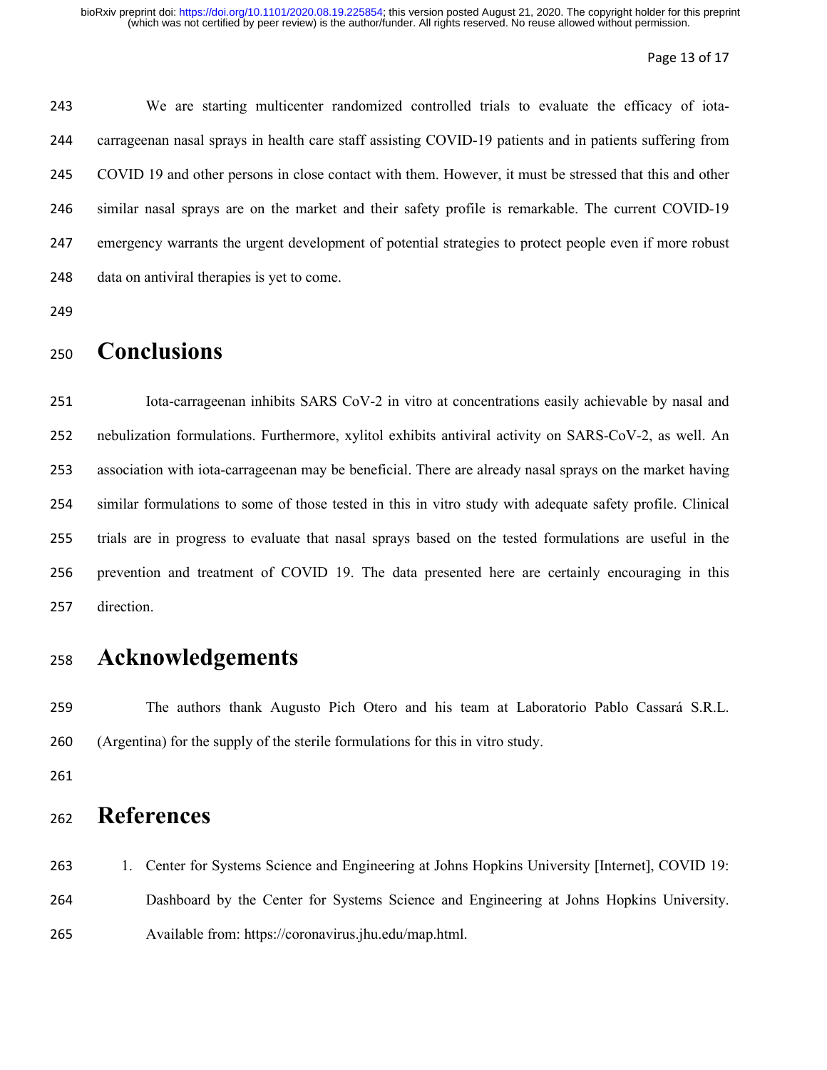We are starting multicenter randomized controlled trials to evaluate the efficacy of iota-carrageenan nasal sprays in health care staff assisting COVID-19 patients and in patients suffering from COVID 19 and other persons in close contact with them. However, it must be stressed that this and other similar nasal sprays are on the market and their safety profile is remarkable. The current COVID-19 emergency warrants the urgent development of potential strategies to protect people even if more robust data on antiviral therapies is yet to come.

# Conclusions

Iota-carrageenan inhibits SARS CoV-2 in vitro at concentrations easily achievable by nasal and nebulization formulations. Furthermore, xylitol exhibits antiviral activity on SARS-CoV-2, as well. An association with iota-carrageenan may be beneficial. There are already nasal sprays on the market having similar formulations to some of those tested in this in vitro study with adequate safety profile. Clinical trials are in progress to evaluate that nasal sprays based on the tested formulations are useful in the prevention and treatment of COVID 19. The data presented here are certainly encouraging in this direction.

# Acknowledgements

The authors thank Augusto Pich Otero and his team at Laboratorio Pablo Cassará S.R.L. (Argentina) for the supply of the sterile formulations for this in vitro study.

# References

1. Center for Systems Science and Engineering at Johns Hopkins University [Internet], COVID 19: Dashboard by the Center for Systems Science and Engineering at Johns Hopkins University. Available from: https://coronavirus.jhu.edu/map.html.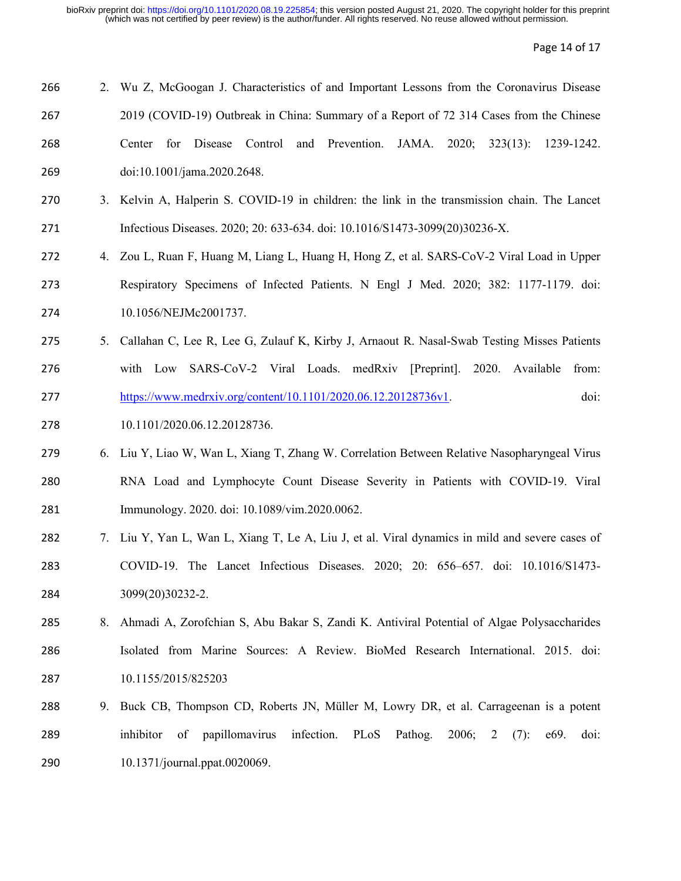2. Wu Z, McGoogan J. Characteristics of and Important Lessons from the Coronavirus Disease 2019 (COVID-19) Outbreak in China: Summary of a Report of 72 314 Cases from the Chinese Center for Disease Control and Prevention. JAMA. 2020; 323(13): 1239-1242. doi:10.1001/jama.2020.2648.
3. Kelvin A, Halperin S. COVID-19 in children: the link in the transmission chain. The Lancet Infectious Diseases. 2020; 20: 633-634. doi: 10.1016/S1473-3099(20)30236-X.
4. Zou L, Ruan F, Huang M, Liang L, Huang H, Hong Z, et al. SARS-CoV-2 Viral Load in Upper Respiratory Specimens of Infected Patients. N Engl J Med. 2020; 382: 1177-1179. doi: 10.1056/NEJMc2001737.
5. Callahan C, Lee R, Lee G, Zulauf K, Kirby J, Arnaout R. Nasal-Swab Testing Misses Patients with Low SARS-CoV-2 Viral Loads. medRxiv [Preprint]. 2020. Available from: https://www.medrxiv.org/content/10.1101/2020.06.12.20128736v1. doi: 10.1101/2020.06.12.20128736.
6. Liu Y, Liao W, Wan L, Xiang T, Zhang W. Correlation Between Relative Nasopharyngeal Virus RNA Load and Lymphocyte Count Disease Severity in Patients with COVID-19. Viral Immunology. 2020. doi: 10.1089/vim.2020.0062.
7. Liu Y, Yan L, Wan L, Xiang T, Le A, Liu J, et al. Viral dynamics in mild and severe cases of COVID-19. The Lancet Infectious Diseases. 2020; 20: 656–657. doi: 10.1016/S1473-3099(20)30232-2.
8. Ahmadi A, Zorofchian S, Abu Bakar S, Zandi K. Antiviral Potential of Algae Polysaccharides Isolated from Marine Sources: A Review. BioMed Research International. 2015. doi: 10.1155/2015/825203
9. Buck CB, Thompson CD, Roberts JN, Müller M, Lowry DR, et al. Carrageenan is a potent inhibitor of papillomavirus infection. PLoS Pathog. 2006; 2 (7): e69. doi: 10.1371/journal.ppat.0020069.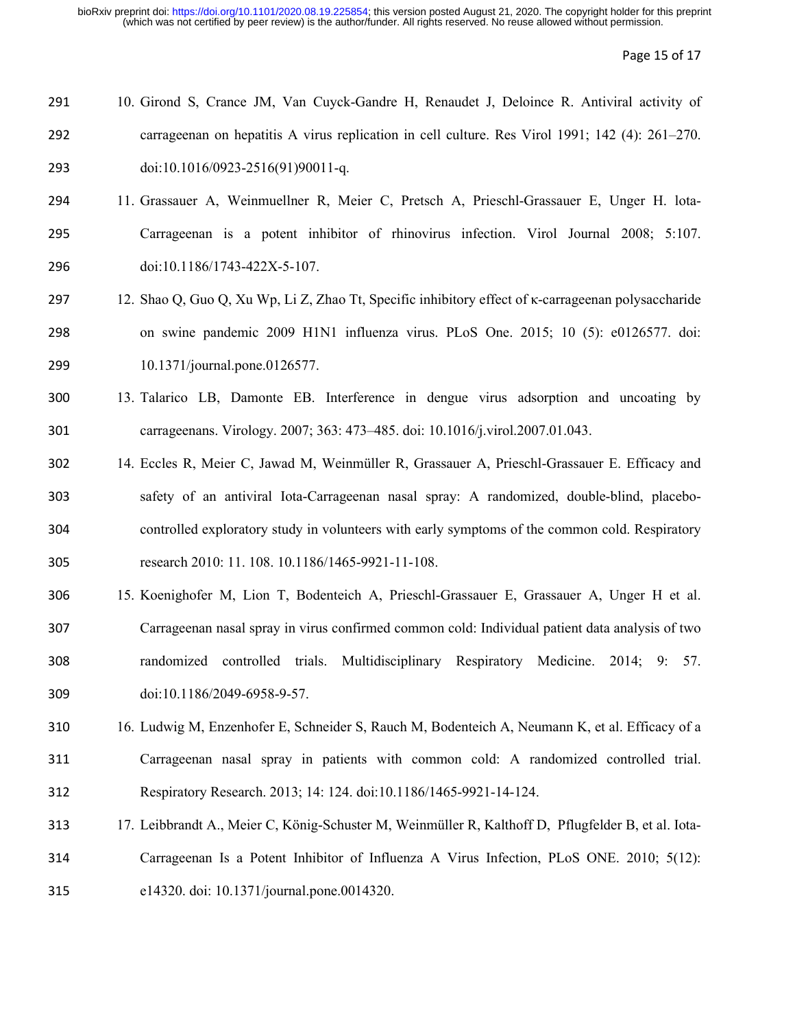10. Girond S, Crance JM, Van Cuyck-Gandre H, Renaudet J, Deloince R. Antiviral activity of carrageenan on hepatitis A virus replication in cell culture. Res Virol 1991; 142 (4): 261–270. doi:10.1016/0923-2516(91)90011-q.
11. Grassauer A, Weinmuellner R, Meier C, Pretsch A, Prieschl-Grassauer E, Unger H. Iota-Carrageenan is a potent inhibitor of rhinovirus infection. Virol Journal 2008; 5:107. doi:10.1186/1743-422X-5-107.
12. Shao Q, Guo Q, Xu Wp, Li Z, Zhao Tt, Specific inhibitory effect of κ-carrageenan polysaccharide on swine pandemic 2009 H1N1 influenza virus. PLoS One. 2015; 10 (5): e0126577. doi: 10.1371/journal.pone.0126577.
13. Talarico LB, Damonte EB. Interference in dengue virus adsorption and uncoating by carrageenans. Virology. 2007; 363: 473–485. doi: 10.1016/j.virol.2007.01.043.
14. Eccles R, Meier C, Jawad M, Weinmüller R, Grassauer A, Prieschl-Grassauer E. Efficacy and safety of an antiviral Iota-Carrageenan nasal spray: A randomized, double-blind, placebo-controlled exploratory study in volunteers with early symptoms of the common cold. Respiratory research 2010: 11. 108. 10.1186/1465-9921-11-108.
15. Koenighofer M, Lion T, Bodenteich A, Prieschl-Grassauer E, Grassauer A, Unger H et al. Carrageenan nasal spray in virus confirmed common cold: Individual patient data analysis of two randomized controlled trials. Multidisciplinary Respiratory Medicine. 2014; 9: 57. doi:10.1186/2049-6958-9-57.
16. Ludwig M, Enzenhofer E, Schneider S, Rauch M, Bodenteich A, Neumann K, et al. Efficacy of a Carrageenan nasal spray in patients with common cold: A randomized controlled trial. Respiratory Research. 2013; 14: 124. doi:10.1186/1465-9921-14-124.
17. Leibbrandt A., Meier C, König-Schuster M, Weinmüller R, Kalthoff D, Pflugfelder B, et al. Iota-Carrageenan Is a Potent Inhibitor of Influenza A Virus Infection, PLoS ONE. 2010; 5(12): e14320. doi: 10.1371/journal.pone.0014320.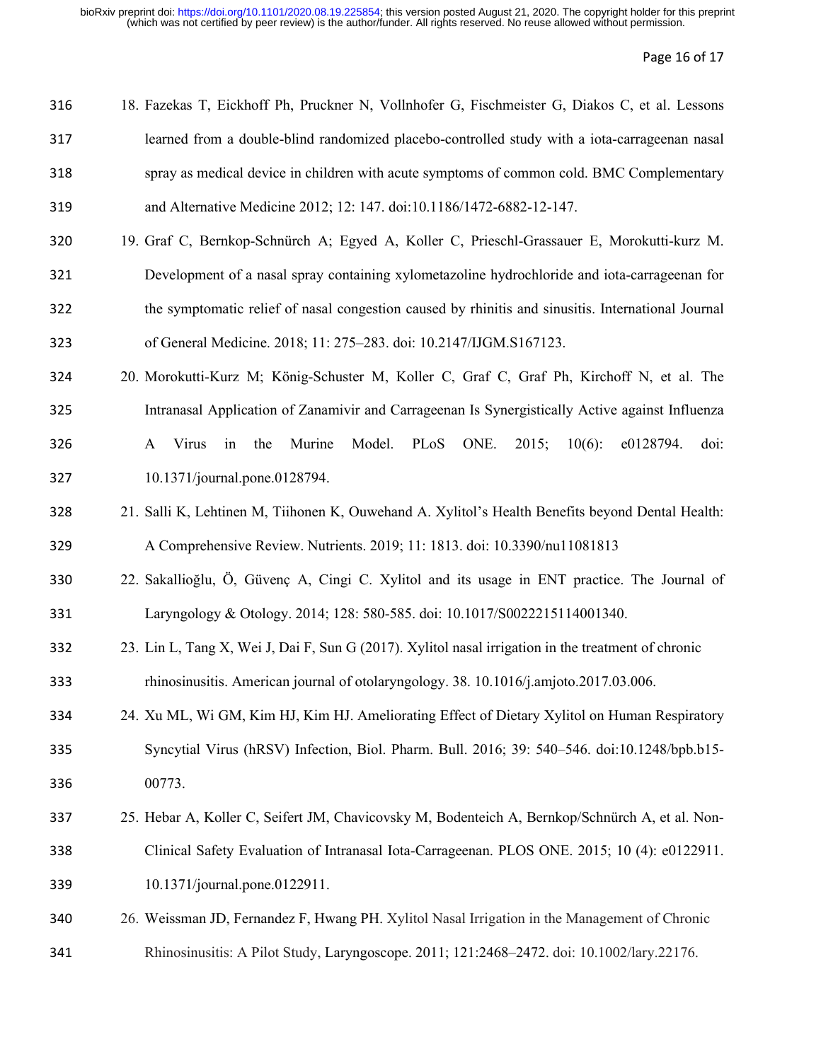18. Fazekas T, Eickhoff Ph, Pruckner N, Vollnhofer G, Fischmeister G, Diakos C, et al. Lessons learned from a double-blind randomized placebo-controlled study with a iota-carrageenan nasal spray as medical device in children with acute symptoms of common cold. BMC Complementary and Alternative Medicine 2012; 12: 147. doi:10.1186/1472-6882-12-147.
19. Graf C, Bernkop-Schnürch A; Egyed A, Koller C, Prieschl-Grassauer E, Morokutti-kurz M. Development of a nasal spray containing xylometazoline hydrochloride and iota-carrageenan for the symptomatic relief of nasal congestion caused by rhinitis and sinusitis. International Journal of General Medicine. 2018; 11: 275–283. doi: 10.2147/IJGM.S167123.
20. Morokutti-Kurz M; König-Schuster M, Koller C, Graf C, Graf Ph, Kirchoff N, et al. The Intranasal Application of Zanamivir and Carrageenan Is Synergistically Active against Influenza A Virus in the Murine Model. PLoS ONE. 2015; 10(6): e0128794. doi: 10.1371/journal.pone.0128794.
21. Salli K, Lehtinen M, Tiihonen K, Ouwehand A. Xylitol's Health Benefits beyond Dental Health: A Comprehensive Review. Nutrients. 2019; 11: 1813. doi: 10.3390/nu11081813
22. Sakallioğlu, Ö, Güvenç A, Cingi C. Xylitol and its usage in ENT practice. The Journal of Laryngology & Otology. 2014; 128: 580-585. doi: 10.1017/S0022215114001340.
23. Lin L, Tang X, Wei J, Dai F, Sun G (2017). Xylitol nasal irrigation in the treatment of chronic rhinosinusitis. American journal of otolaryngology. 38. 10.1016/j.amjoto.2017.03.006.
24. Xu ML, Wi GM, Kim HJ, Kim HJ. Ameliorating Effect of Dietary Xylitol on Human Respiratory Syncytial Virus (hRSV) Infection, Biol. Pharm. Bull. 2016; 39: 540–546. doi:10.1248/bpb.b15-00773.
25. Hebar A, Koller C, Seifert JM, Chavicovsky M, Bodenteich A, Bernkop/Schnürch A, et al. Non-Clinical Safety Evaluation of Intranasal Iota-Carrageenan. PLOS ONE. 2015; 10 (4): e0122911. 10.1371/journal.pone.0122911.
26. Weissman JD, Fernandez F, Hwang PH. Xylitol Nasal Irrigation in the Management of Chronic Rhinosinusitis: A Pilot Study, Laryngoscope. 2011; 121:2468–2472. doi: 10.1002/lary.22176.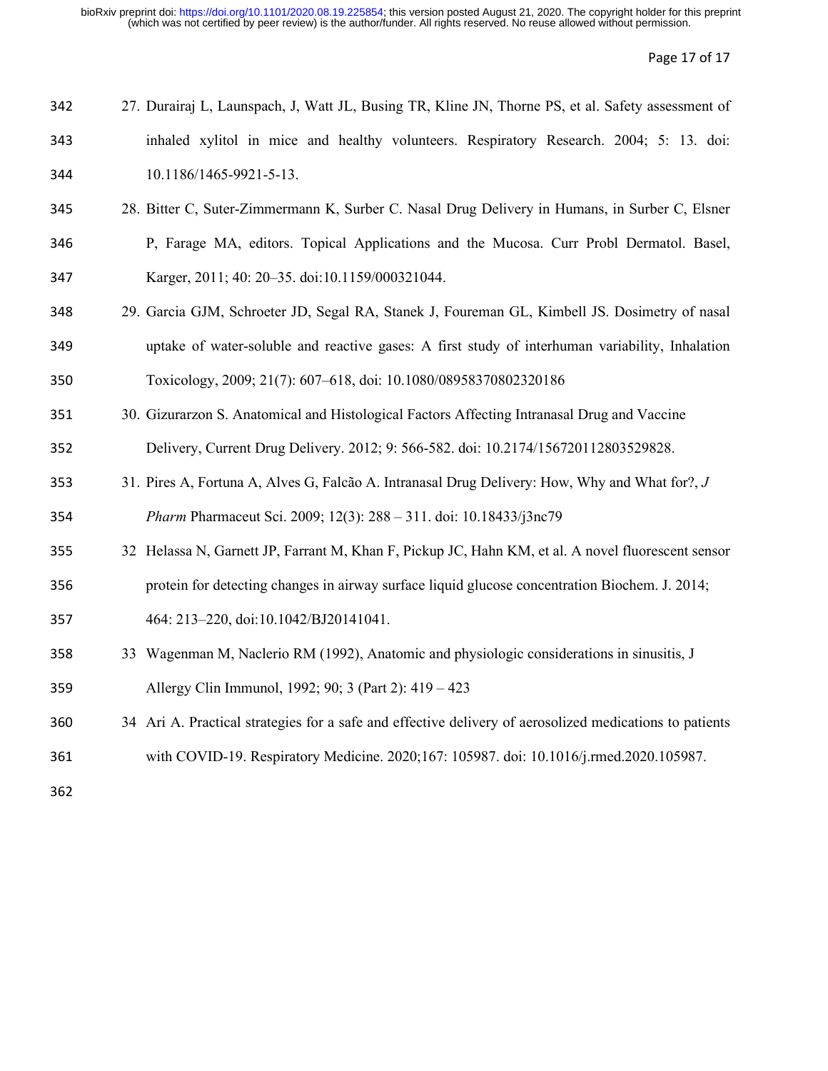27. Durairaj L, Launspach, J, Watt JL, Busing TR, Kline JN, Thorne PS, et al. Safety assessment of inhaled xylitol in mice and healthy volunteers. Respiratory Research. 2004; 5: 13. doi: 10.1186/1465-9921-5-13.

28. Bitter C, Suter-Zimmermann K, Surber C. Nasal Drug Delivery in Humans, in Surber C, Elsner P, Farage MA, editors. Topical Applications and the Mucosa. Curr Probl Dermatol. Basel, Karger, 2011; 40: 20–35. doi:10.1159/000321044.

29. Garcia GJM, Schroeter JD, Segal RA, Stanek J, Foureman GL, Kimbell JS. Dosimetry of nasal uptake of water-soluble and reactive gases: A first study of interhuman variability, Inhalation Toxicology, 2009; 21(7): 607–618, doi: 10.1080/08958370802320186

30. Gizurarzon S. Anatomical and Histological Factors Affecting Intranasal Drug and Vaccine Delivery, Current Drug Delivery. 2012; 9: 566-582. doi: 10.2174/156720112803529828.

31. Pires A, Fortuna A, Alves G, Falcão A. Intranasal Drug Delivery: How, Why and What for?, *J Pharm* Pharmaceut Sci. 2009; 12(3): 288 – 311. doi: 10.18433/j3nc79

32 Helassa N, Garnett JP, Farrant M, Khan F, Pickup JC, Hahn KM, et al. A novel fluorescent sensor protein for detecting changes in airway surface liquid glucose concentration Biochem. J. 2014; 464: 213–220, doi:10.1042/BJ20141041.

33 Wagenman M, Naclerio RM (1992), Anatomic and physiologic considerations in sinusitis, J Allergy Clin Immunol, 1992; 90; 3 (Part 2): 419 – 423

34 Ari A. Practical strategies for a safe and effective delivery of aerosolized medications to patients with COVID-19. Respiratory Medicine. 2020;167: 105987. doi: 10.1016/j.rmed.2020.105987.